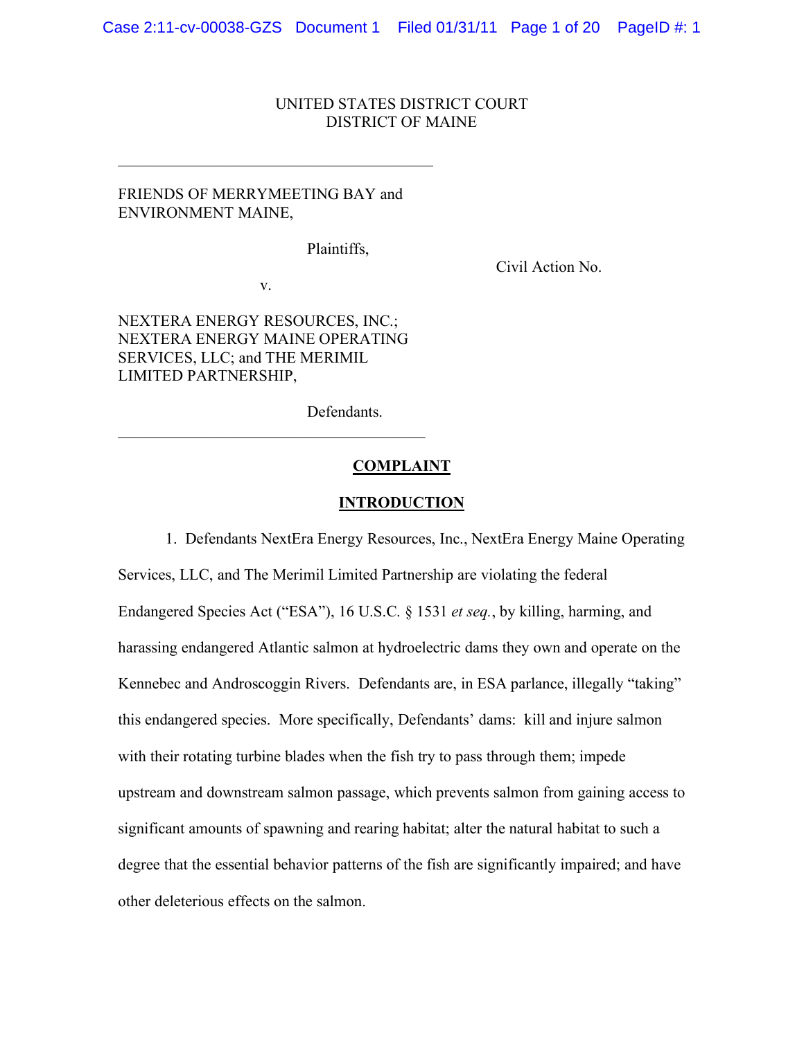UNITED STATES DISTRICT COURT
DISTRICT OF MAINE

---

FRIENDS OF MERRYMEETING BAY and
ENVIRONMENT MAINE,

Plaintiffs,

v.

Civil Action No.

NEXTERA ENERGY RESOURCES, INC.;
NEXTERA ENERGY MAINE OPERATING
SERVICES, LLC; and THE MERIMIL
LIMITED PARTNERSHIP,

Defendants.

---

## COMPLAINT

## INTRODUCTION

1. Defendants NextEra Energy Resources, Inc., NextEra Energy Maine Operating Services, LLC, and The Merimil Limited Partnership are violating the federal Endangered Species Act ("ESA"), 16 U.S.C. § 1531 *et seq.*, by killing, harming, and harassing endangered Atlantic salmon at hydroelectric dams they own and operate on the Kennebec and Androscoggin Rivers. Defendants are, in ESA parlance, illegally "taking" this endangered species. More specifically, Defendants' dams: kill and injure salmon with their rotating turbine blades when the fish try to pass through them; impede upstream and downstream salmon passage, which prevents salmon from gaining access to significant amounts of spawning and rearing habitat; alter the natural habitat to such a degree that the essential behavior patterns of the fish are significantly impaired; and have other deleterious effects on the salmon.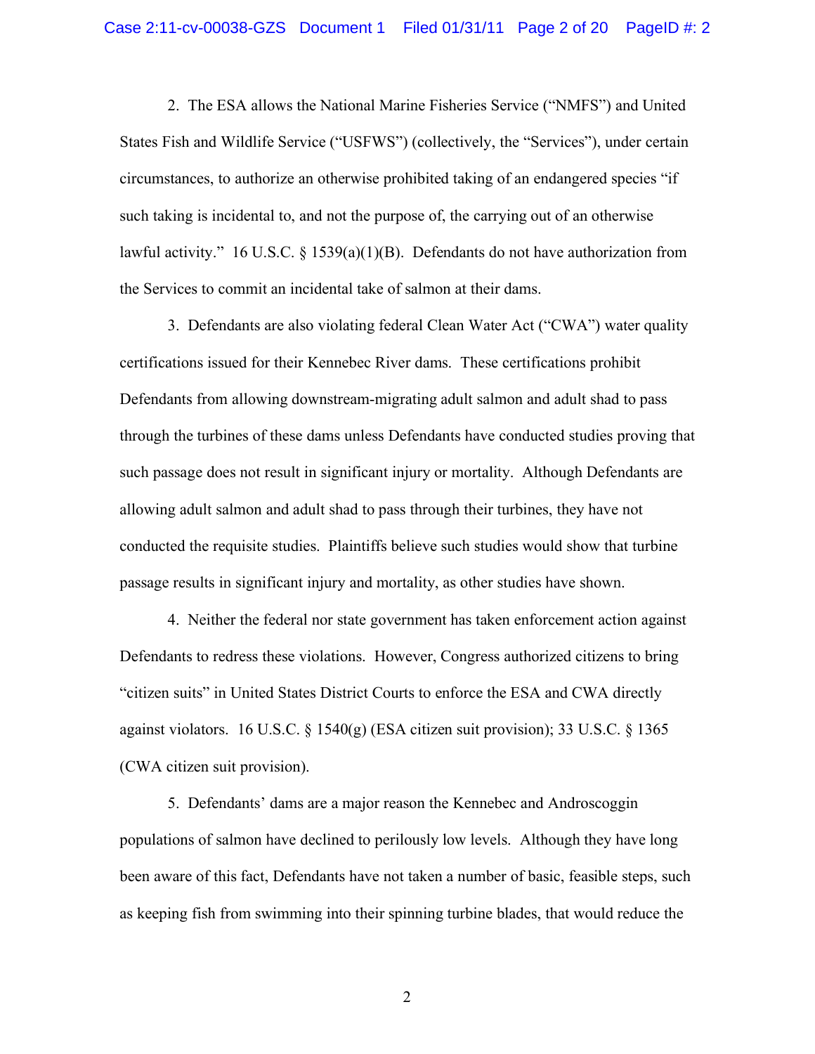2. The ESA allows the National Marine Fisheries Service ("NMFS") and United States Fish and Wildlife Service ("USFWS") (collectively, the "Services"), under certain circumstances, to authorize an otherwise prohibited taking of an endangered species "if such taking is incidental to, and not the purpose of, the carrying out of an otherwise lawful activity." 16 U.S.C. § 1539(a)(1)(B). Defendants do not have authorization from the Services to commit an incidental take of salmon at their dams.

3. Defendants are also violating federal Clean Water Act ("CWA") water quality certifications issued for their Kennebec River dams. These certifications prohibit Defendants from allowing downstream-migrating adult salmon and adult shad to pass through the turbines of these dams unless Defendants have conducted studies proving that such passage does not result in significant injury or mortality. Although Defendants are allowing adult salmon and adult shad to pass through their turbines, they have not conducted the requisite studies. Plaintiffs believe such studies would show that turbine passage results in significant injury and mortality, as other studies have shown.

4. Neither the federal nor state government has taken enforcement action against Defendants to redress these violations. However, Congress authorized citizens to bring "citizen suits" in United States District Courts to enforce the ESA and CWA directly against violators. 16 U.S.C. § 1540(g) (ESA citizen suit provision); 33 U.S.C. § 1365 (CWA citizen suit provision).

5. Defendants' dams are a major reason the Kennebec and Androscoggin populations of salmon have declined to perilously low levels. Although they have long been aware of this fact, Defendants have not taken a number of basic, feasible steps, such as keeping fish from swimming into their spinning turbine blades, that would reduce the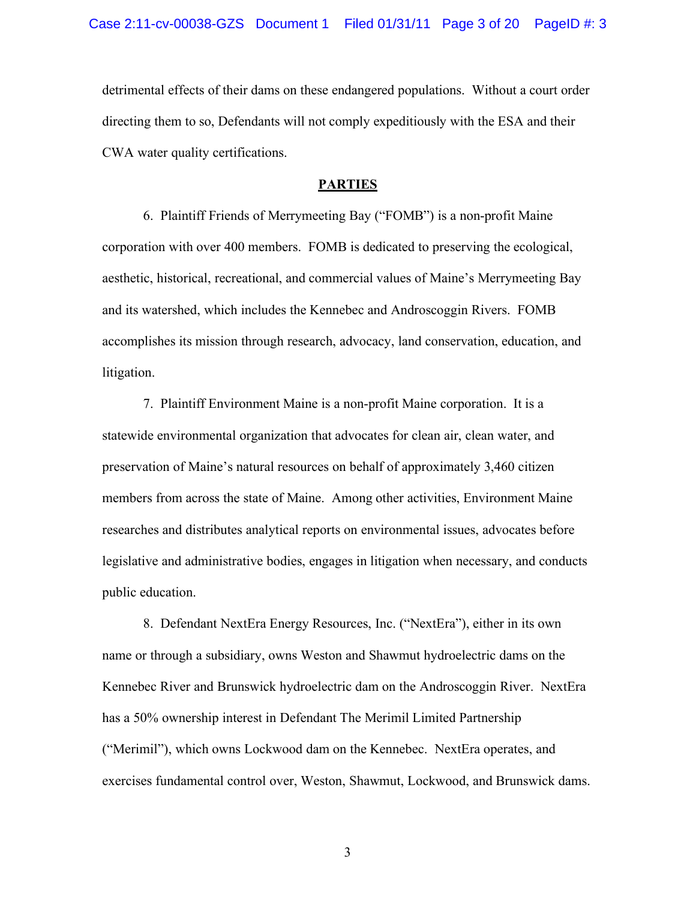detrimental effects of their dams on these endangered populations. Without a court order directing them to so, Defendants will not comply expeditiously with the ESA and their CWA water quality certifications.

## PARTIES

6. Plaintiff Friends of Merrymeeting Bay ("FOMB") is a non-profit Maine corporation with over 400 members. FOMB is dedicated to preserving the ecological, aesthetic, historical, recreational, and commercial values of Maine's Merrymeeting Bay and its watershed, which includes the Kennebec and Androscoggin Rivers. FOMB accomplishes its mission through research, advocacy, land conservation, education, and litigation.

7. Plaintiff Environment Maine is a non-profit Maine corporation. It is a statewide environmental organization that advocates for clean air, clean water, and preservation of Maine's natural resources on behalf of approximately 3,460 citizen members from across the state of Maine. Among other activities, Environment Maine researches and distributes analytical reports on environmental issues, advocates before legislative and administrative bodies, engages in litigation when necessary, and conducts public education.

8. Defendant NextEra Energy Resources, Inc. ("NextEra"), either in its own name or through a subsidiary, owns Weston and Shawmut hydroelectric dams on the Kennebec River and Brunswick hydroelectric dam on the Androscoggin River. NextEra has a 50% ownership interest in Defendant The Merimil Limited Partnership ("Merimil"), which owns Lockwood dam on the Kennebec. NextEra operates, and exercises fundamental control over, Weston, Shawmut, Lockwood, and Brunswick dams.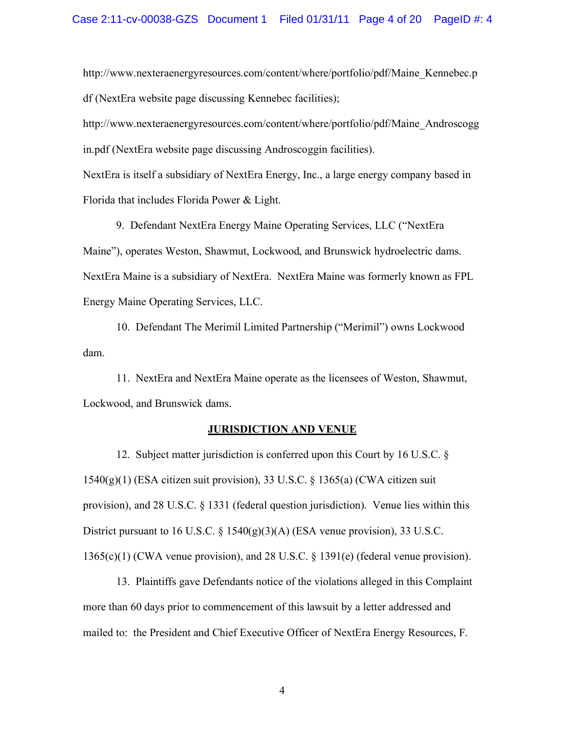http://www.nexteraenergyresources.com/content/where/portfolio/pdf/Maine_Kennebec.pdf (NextEra website page discussing Kennebec facilities); http://www.nexteraenergyresources.com/content/where/portfolio/pdf/Maine_Androscoggin.pdf (NextEra website page discussing Androscoggin facilities). NextEra is itself a subsidiary of NextEra Energy, Inc., a large energy company based in Florida that includes Florida Power & Light.

9. Defendant NextEra Energy Maine Operating Services, LLC ("NextEra Maine"), operates Weston, Shawmut, Lockwood, and Brunswick hydroelectric dams. NextEra Maine is a subsidiary of NextEra. NextEra Maine was formerly known as FPL Energy Maine Operating Services, LLC.

10. Defendant The Merimil Limited Partnership ("Merimil") owns Lockwood dam.

11. NextEra and NextEra Maine operate as the licensees of Weston, Shawmut, Lockwood, and Brunswick dams.

## JURISDICTION AND VENUE

12. Subject matter jurisdiction is conferred upon this Court by 16 U.S.C. § 1540(g)(1) (ESA citizen suit provision), 33 U.S.C. § 1365(a) (CWA citizen suit provision), and 28 U.S.C. § 1331 (federal question jurisdiction). Venue lies within this District pursuant to 16 U.S.C. § 1540(g)(3)(A) (ESA venue provision), 33 U.S.C. 1365(c)(1) (CWA venue provision), and 28 U.S.C. § 1391(e) (federal venue provision).

13. Plaintiffs gave Defendants notice of the violations alleged in this Complaint more than 60 days prior to commencement of this lawsuit by a letter addressed and mailed to: the President and Chief Executive Officer of NextEra Energy Resources, F.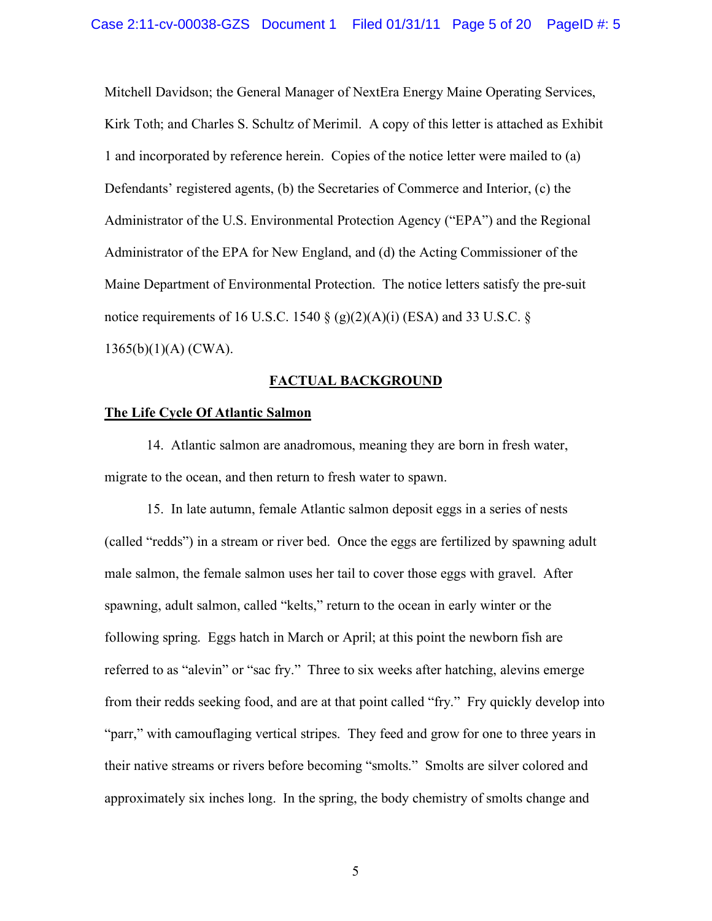Mitchell Davidson; the General Manager of NextEra Energy Maine Operating Services, Kirk Toth; and Charles S. Schultz of Merimil. A copy of this letter is attached as Exhibit 1 and incorporated by reference herein. Copies of the notice letter were mailed to (a) Defendants' registered agents, (b) the Secretaries of Commerce and Interior, (c) the Administrator of the U.S. Environmental Protection Agency ("EPA") and the Regional Administrator of the EPA for New England, and (d) the Acting Commissioner of the Maine Department of Environmental Protection. The notice letters satisfy the pre-suit notice requirements of 16 U.S.C. 1540 § (g)(2)(A)(i) (ESA) and 33 U.S.C. § 1365(b)(1)(A) (CWA).

## FACTUAL BACKGROUND

### The Life Cycle Of Atlantic Salmon

14. Atlantic salmon are anadromous, meaning they are born in fresh water, migrate to the ocean, and then return to fresh water to spawn.

15. In late autumn, female Atlantic salmon deposit eggs in a series of nests (called "redds") in a stream or river bed. Once the eggs are fertilized by spawning adult male salmon, the female salmon uses her tail to cover those eggs with gravel. After spawning, adult salmon, called "kelts," return to the ocean in early winter or the following spring. Eggs hatch in March or April; at this point the newborn fish are referred to as "alevin" or "sac fry." Three to six weeks after hatching, alevins emerge from their redds seeking food, and are at that point called "fry." Fry quickly develop into "parr," with camouflaging vertical stripes. They feed and grow for one to three years in their native streams or rivers before becoming "smolts." Smolts are silver colored and approximately six inches long. In the spring, the body chemistry of smolts change and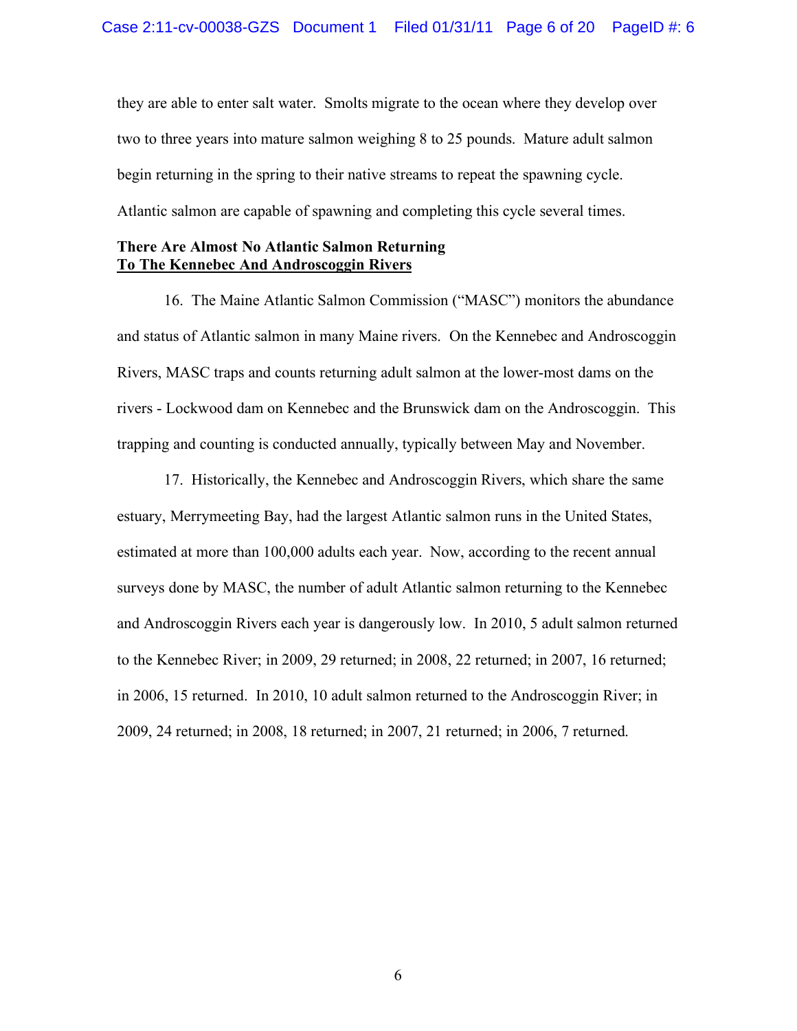they are able to enter salt water. Smolts migrate to the ocean where they develop over two to three years into mature salmon weighing 8 to 25 pounds. Mature adult salmon begin returning in the spring to their native streams to repeat the spawning cycle. Atlantic salmon are capable of spawning and completing this cycle several times.

**There Are Almost No Atlantic Salmon Returning**
**<u>To The Kennebec And Androscoggin Rivers</u>**

16. The Maine Atlantic Salmon Commission ("MASC") monitors the abundance and status of Atlantic salmon in many Maine rivers. On the Kennebec and Androscoggin Rivers, MASC traps and counts returning adult salmon at the lower-most dams on the rivers - Lockwood dam on Kennebec and the Brunswick dam on the Androscoggin. This trapping and counting is conducted annually, typically between May and November.

17. Historically, the Kennebec and Androscoggin Rivers, which share the same estuary, Merrymeeting Bay, had the largest Atlantic salmon runs in the United States, estimated at more than 100,000 adults each year. Now, according to the recent annual surveys done by MASC, the number of adult Atlantic salmon returning to the Kennebec and Androscoggin Rivers each year is dangerously low. In 2010, 5 adult salmon returned to the Kennebec River; in 2009, 29 returned; in 2008, 22 returned; in 2007, 16 returned; in 2006, 15 returned. In 2010, 10 adult salmon returned to the Androscoggin River; in 2009, 24 returned; in 2008, 18 returned; in 2007, 21 returned; in 2006, 7 returned.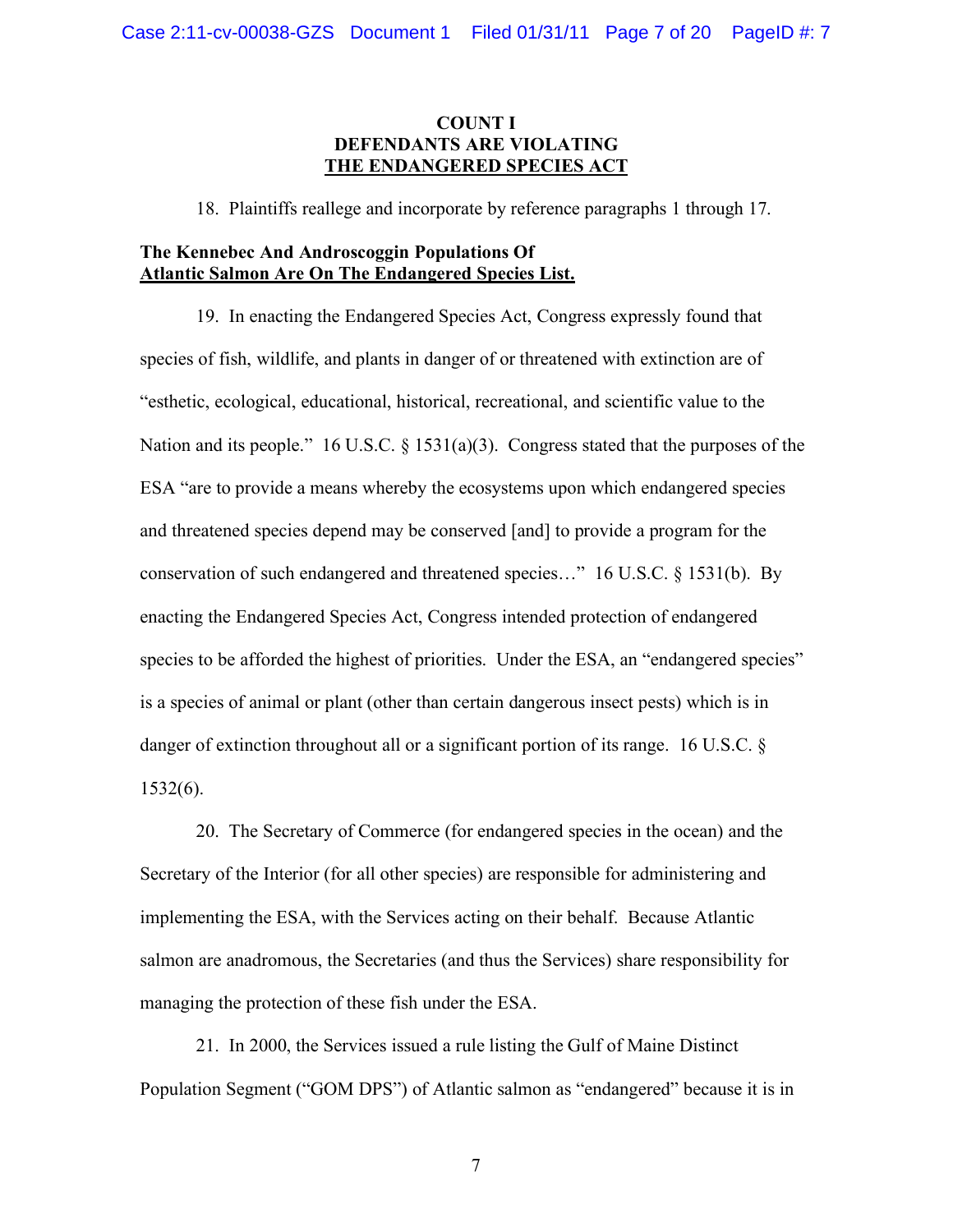**COUNT I**
**DEFENDANTS ARE VIOLATING**
**<u>THE ENDANGERED SPECIES ACT</u>**

18. Plaintiffs reallege and incorporate by reference paragraphs 1 through 17.

**The Kennebec And Androscoggin Populations Of**
**<u>Atlantic Salmon Are On The Endangered Species List.</u>**

19. In enacting the Endangered Species Act, Congress expressly found that species of fish, wildlife, and plants in danger of or threatened with extinction are of "esthetic, ecological, educational, historical, recreational, and scientific value to the Nation and its people." 16 U.S.C. § 1531(a)(3). Congress stated that the purposes of the ESA "are to provide a means whereby the ecosystems upon which endangered species and threatened species depend may be conserved [and] to provide a program for the conservation of such endangered and threatened species…" 16 U.S.C. § 1531(b). By enacting the Endangered Species Act, Congress intended protection of endangered species to be afforded the highest of priorities. Under the ESA, an "endangered species" is a species of animal or plant (other than certain dangerous insect pests) which is in danger of extinction throughout all or a significant portion of its range. 16 U.S.C. § 1532(6).

20. The Secretary of Commerce (for endangered species in the ocean) and the Secretary of the Interior (for all other species) are responsible for administering and implementing the ESA, with the Services acting on their behalf. Because Atlantic salmon are anadromous, the Secretaries (and thus the Services) share responsibility for managing the protection of these fish under the ESA.

21. In 2000, the Services issued a rule listing the Gulf of Maine Distinct Population Segment ("GOM DPS") of Atlantic salmon as "endangered" because it is in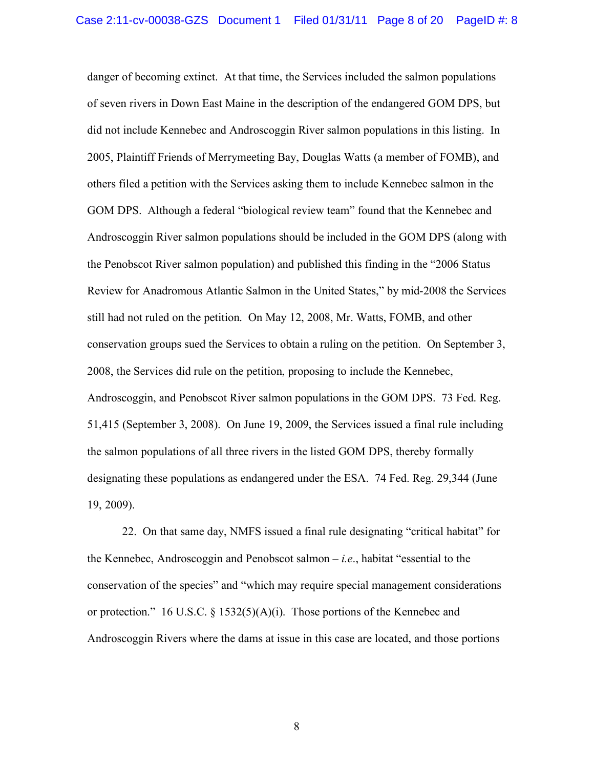danger of becoming extinct. At that time, the Services included the salmon populations of seven rivers in Down East Maine in the description of the endangered GOM DPS, but did not include Kennebec and Androscoggin River salmon populations in this listing. In 2005, Plaintiff Friends of Merrymeeting Bay, Douglas Watts (a member of FOMB), and others filed a petition with the Services asking them to include Kennebec salmon in the GOM DPS. Although a federal "biological review team" found that the Kennebec and Androscoggin River salmon populations should be included in the GOM DPS (along with the Penobscot River salmon population) and published this finding in the "2006 Status Review for Anadromous Atlantic Salmon in the United States," by mid-2008 the Services still had not ruled on the petition. On May 12, 2008, Mr. Watts, FOMB, and other conservation groups sued the Services to obtain a ruling on the petition. On September 3, 2008, the Services did rule on the petition, proposing to include the Kennebec, Androscoggin, and Penobscot River salmon populations in the GOM DPS. 73 Fed. Reg. 51,415 (September 3, 2008). On June 19, 2009, the Services issued a final rule including the salmon populations of all three rivers in the listed GOM DPS, thereby formally designating these populations as endangered under the ESA. 74 Fed. Reg. 29,344 (June 19, 2009).

22. On that same day, NMFS issued a final rule designating "critical habitat" for the Kennebec, Androscoggin and Penobscot salmon – *i.e.*, habitat "essential to the conservation of the species" and "which may require special management considerations or protection." 16 U.S.C. § 1532(5)(A)(i). Those portions of the Kennebec and Androscoggin Rivers where the dams at issue in this case are located, and those portions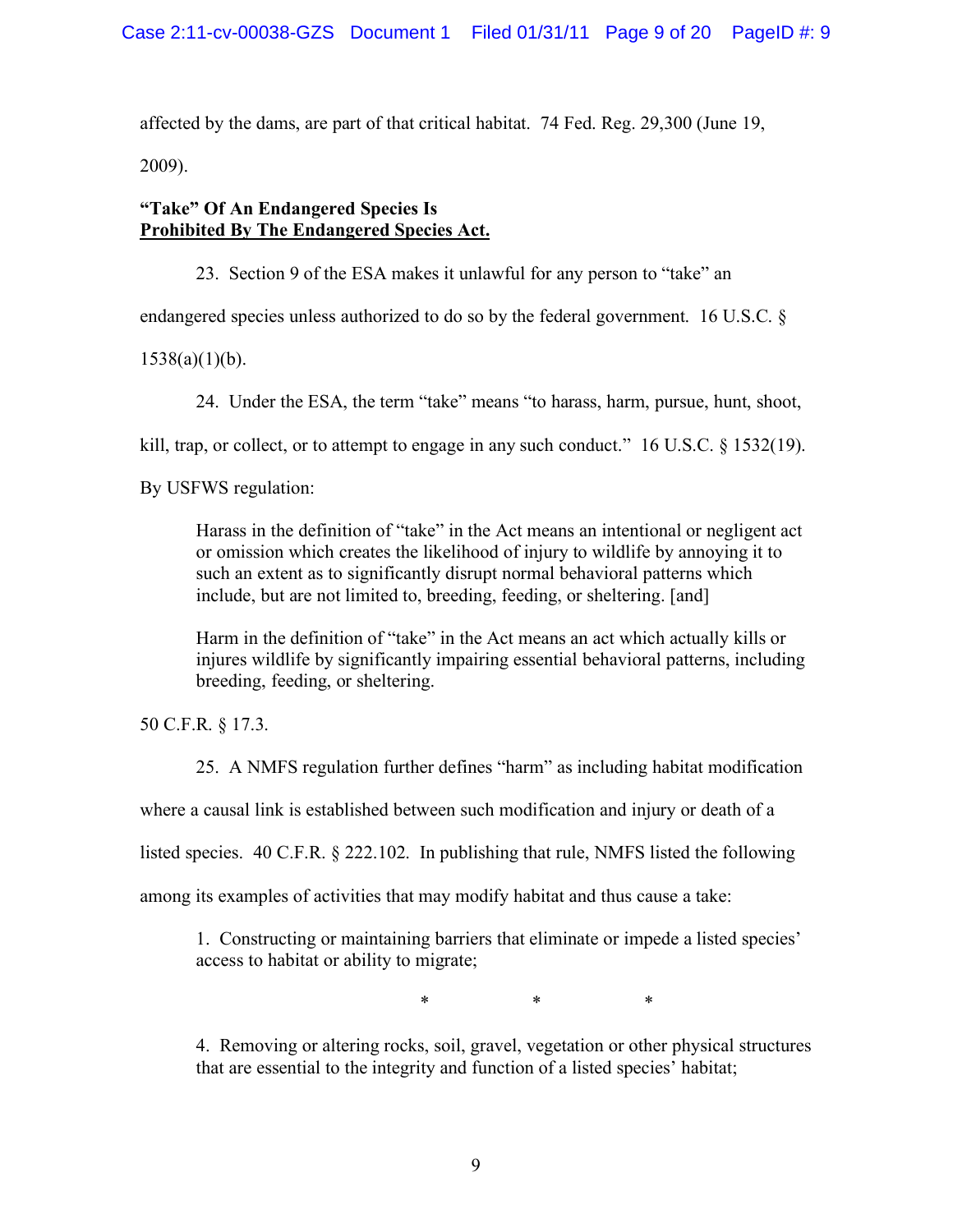affected by the dams, are part of that critical habitat. 74 Fed. Reg. 29,300 (June 19, 2009).

**“Take” Of An Endangered Species Is**
**<u>Prohibited By The Endangered Species Act.</u>**

23. Section 9 of the ESA makes it unlawful for any person to “take” an endangered species unless authorized to do so by the federal government. 16 U.S.C. § 1538(a)(1)(b).

24. Under the ESA, the term “take” means “to harass, harm, pursue, hunt, shoot, kill, trap, or collect, or to attempt to engage in any such conduct.” 16 U.S.C. § 1532(19). By USFWS regulation:

> Harass in the definition of “take” in the Act means an intentional or negligent act or omission which creates the likelihood of injury to wildlife by annoying it to such an extent as to significantly disrupt normal behavioral patterns which include, but are not limited to, breeding, feeding, or sheltering. [and]
>
> Harm in the definition of “take” in the Act means an act which actually kills or injures wildlife by significantly impairing essential behavioral patterns, including breeding, feeding, or sheltering.

50 C.F.R. § 17.3.

25. A NMFS regulation further defines “harm” as including habitat modification where a causal link is established between such modification and injury or death of a listed species. 40 C.F.R. § 222.102. In publishing that rule, NMFS listed the following among its examples of activities that may modify habitat and thus cause a take:

> 1. Constructing or maintaining barriers that eliminate or impede a listed species’ access to habitat or ability to migrate;
>
> \* \* \*
>
> 4. Removing or altering rocks, soil, gravel, vegetation or other physical structures that are essential to the integrity and function of a listed species’ habitat;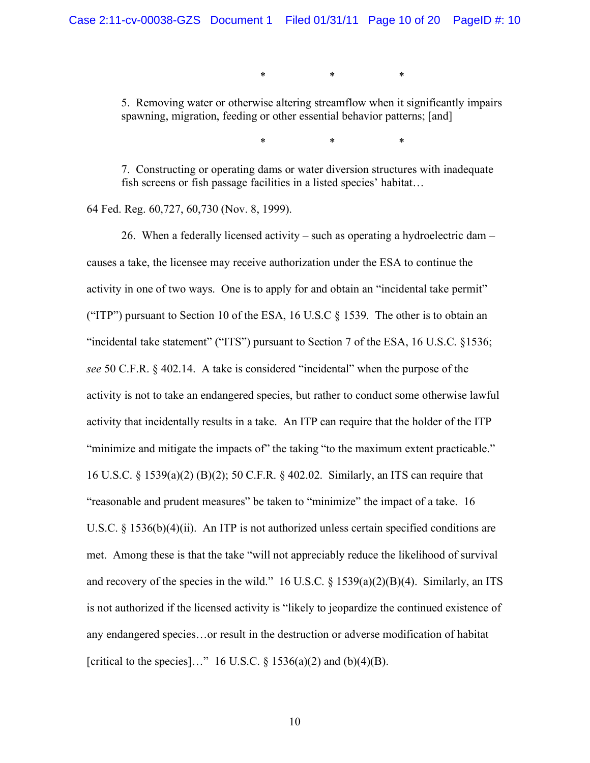\*                    \*                    \*

> 5. Removing water or otherwise altering streamflow when it significantly impairs spawning, migration, feeding or other essential behavior patterns; [and]

\*                    \*                    \*

> 7. Constructing or operating dams or water diversion structures with inadequate fish screens or fish passage facilities in a listed species' habitat…

64 Fed. Reg. 60,727, 60,730 (Nov. 8, 1999).

26. When a federally licensed activity – such as operating a hydroelectric dam – causes a take, the licensee may receive authorization under the ESA to continue the activity in one of two ways. One is to apply for and obtain an "incidental take permit" ("ITP") pursuant to Section 10 of the ESA, 16 U.S.C § 1539. The other is to obtain an "incidental take statement" ("ITS") pursuant to Section 7 of the ESA, 16 U.S.C. §1536; *see* 50 C.F.R. § 402.14. A take is considered "incidental" when the purpose of the activity is not to take an endangered species, but rather to conduct some otherwise lawful activity that incidentally results in a take. An ITP can require that the holder of the ITP "minimize and mitigate the impacts of" the taking "to the maximum extent practicable." 16 U.S.C. § 1539(a)(2) (B)(2); 50 C.F.R. § 402.02. Similarly, an ITS can require that "reasonable and prudent measures" be taken to "minimize" the impact of a take. 16 U.S.C. § 1536(b)(4)(ii). An ITP is not authorized unless certain specified conditions are met. Among these is that the take "will not appreciably reduce the likelihood of survival and recovery of the species in the wild." 16 U.S.C. § 1539(a)(2)(B)(4). Similarly, an ITS is not authorized if the licensed activity is "likely to jeopardize the continued existence of any endangered species…or result in the destruction or adverse modification of habitat [critical to the species]…" 16 U.S.C. § 1536(a)(2) and (b)(4)(B).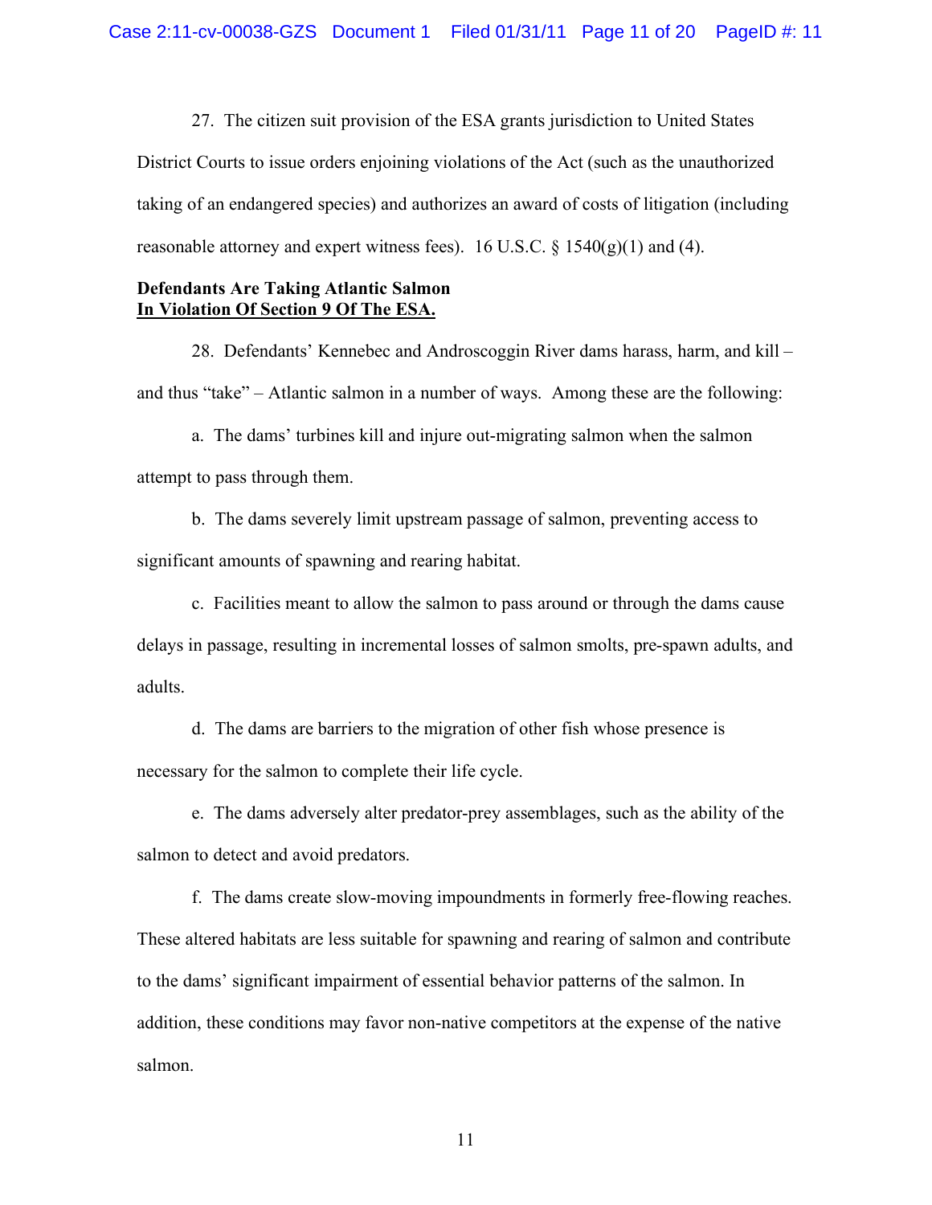27. The citizen suit provision of the ESA grants jurisdiction to United States District Courts to issue orders enjoining violations of the Act (such as the unauthorized taking of an endangered species) and authorizes an award of costs of litigation (including reasonable attorney and expert witness fees). 16 U.S.C. § 1540(g)(1) and (4).

**Defendants Are Taking Atlantic Salmon**
**<u>In Violation Of Section 9 Of The ESA.</u>**

28. Defendants' Kennebec and Androscoggin River dams harass, harm, and kill – and thus "take" – Atlantic salmon in a number of ways. Among these are the following:

a. The dams' turbines kill and injure out-migrating salmon when the salmon attempt to pass through them.

b. The dams severely limit upstream passage of salmon, preventing access to significant amounts of spawning and rearing habitat.

c. Facilities meant to allow the salmon to pass around or through the dams cause delays in passage, resulting in incremental losses of salmon smolts, pre-spawn adults, and adults.

d. The dams are barriers to the migration of other fish whose presence is necessary for the salmon to complete their life cycle.

e. The dams adversely alter predator-prey assemblages, such as the ability of the salmon to detect and avoid predators.

f. The dams create slow-moving impoundments in formerly free-flowing reaches. These altered habitats are less suitable for spawning and rearing of salmon and contribute to the dams' significant impairment of essential behavior patterns of the salmon. In addition, these conditions may favor non-native competitors at the expense of the native salmon.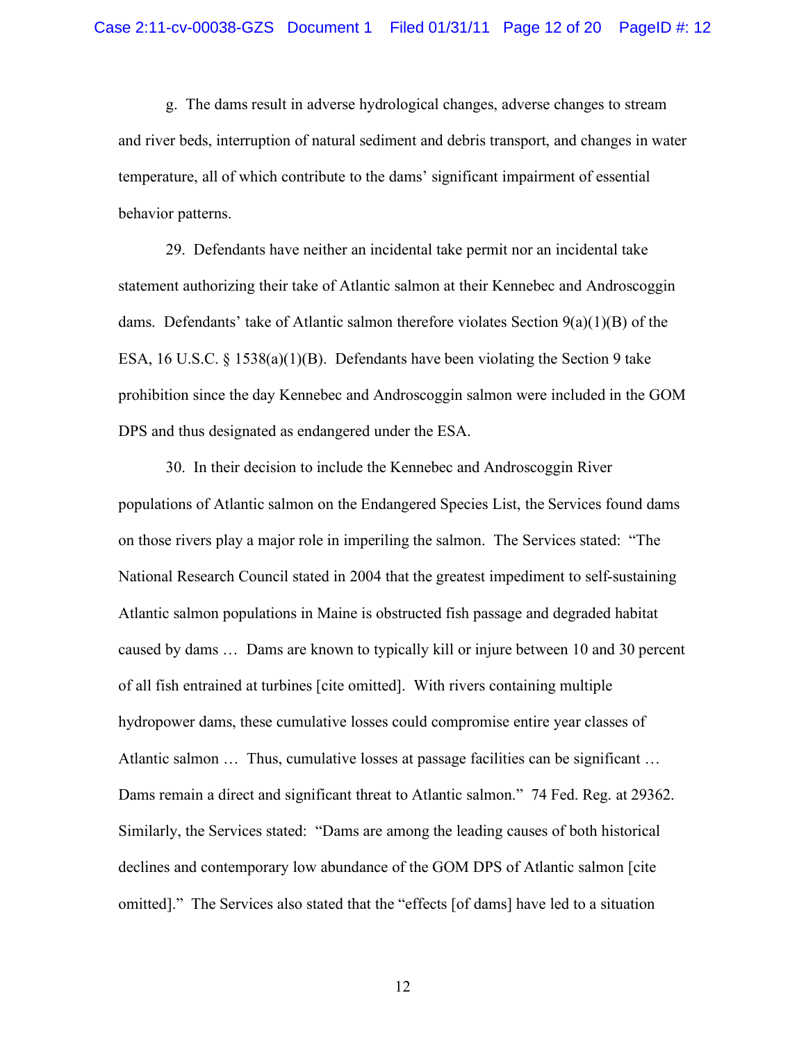g. The dams result in adverse hydrological changes, adverse changes to stream and river beds, interruption of natural sediment and debris transport, and changes in water temperature, all of which contribute to the dams' significant impairment of essential behavior patterns.

29. Defendants have neither an incidental take permit nor an incidental take statement authorizing their take of Atlantic salmon at their Kennebec and Androscoggin dams. Defendants' take of Atlantic salmon therefore violates Section 9(a)(1)(B) of the ESA, 16 U.S.C. § 1538(a)(1)(B). Defendants have been violating the Section 9 take prohibition since the day Kennebec and Androscoggin salmon were included in the GOM DPS and thus designated as endangered under the ESA.

30. In their decision to include the Kennebec and Androscoggin River populations of Atlantic salmon on the Endangered Species List, the Services found dams on those rivers play a major role in imperiling the salmon. The Services stated: "The National Research Council stated in 2004 that the greatest impediment to self-sustaining Atlantic salmon populations in Maine is obstructed fish passage and degraded habitat caused by dams … Dams are known to typically kill or injure between 10 and 30 percent of all fish entrained at turbines [cite omitted]. With rivers containing multiple hydropower dams, these cumulative losses could compromise entire year classes of Atlantic salmon … Thus, cumulative losses at passage facilities can be significant … Dams remain a direct and significant threat to Atlantic salmon." 74 Fed. Reg. at 29362. Similarly, the Services stated: "Dams are among the leading causes of both historical declines and contemporary low abundance of the GOM DPS of Atlantic salmon [cite omitted]." The Services also stated that the "effects [of dams] have led to a situation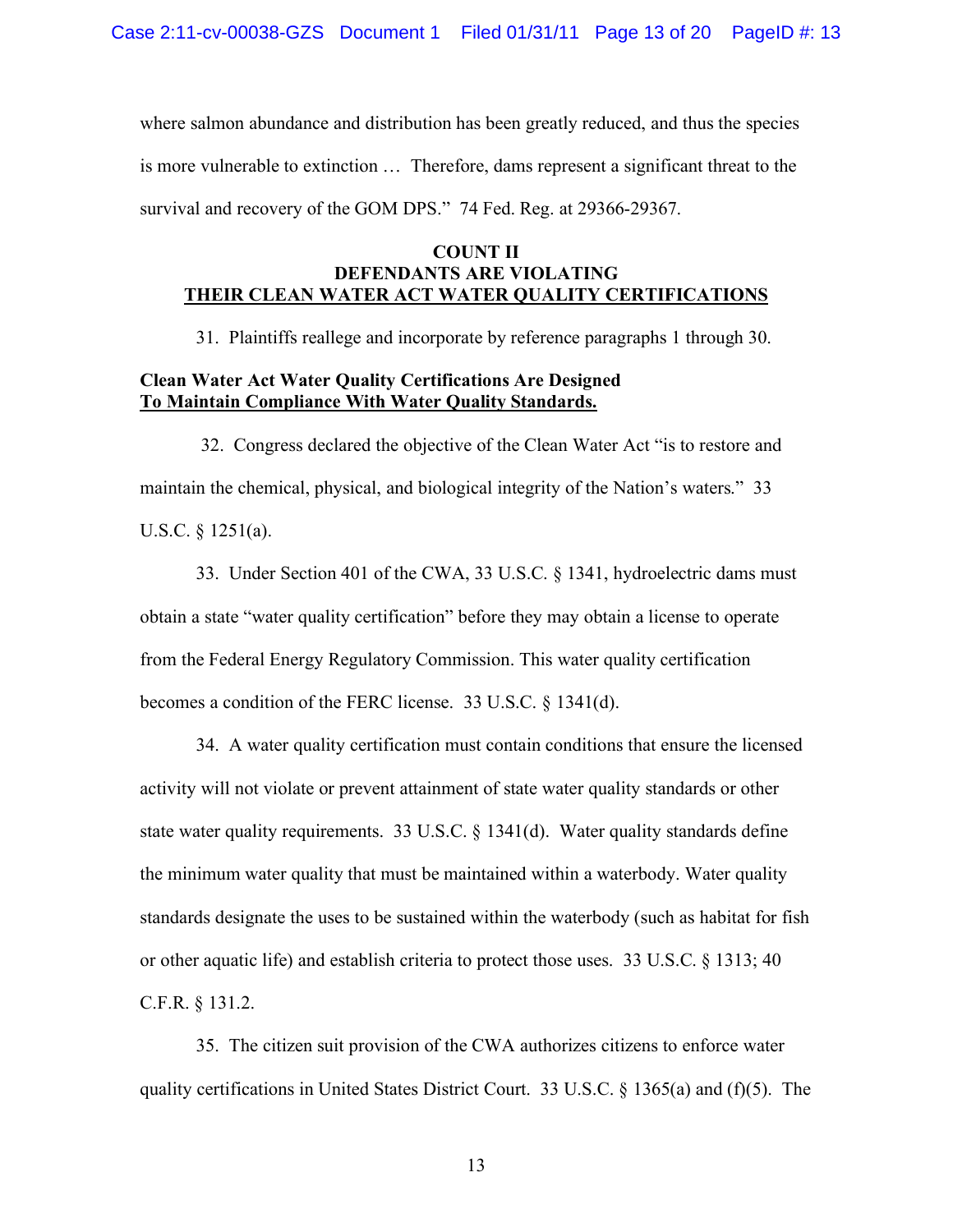where salmon abundance and distribution has been greatly reduced, and thus the species is more vulnerable to extinction … Therefore, dams represent a significant threat to the survival and recovery of the GOM DPS." 74 Fed. Reg. at 29366-29367.

**COUNT II**
**DEFENDANTS ARE VIOLATING**
**THEIR CLEAN WATER ACT WATER QUALITY CERTIFICATIONS**

31. Plaintiffs reallege and incorporate by reference paragraphs 1 through 30.

**Clean Water Act Water Quality Certifications Are Designed To Maintain Compliance With Water Quality Standards.**

32. Congress declared the objective of the Clean Water Act "is to restore and maintain the chemical, physical, and biological integrity of the Nation's waters." 33 U.S.C. § 1251(a).

33. Under Section 401 of the CWA, 33 U.S.C. § 1341, hydroelectric dams must obtain a state "water quality certification" before they may obtain a license to operate from the Federal Energy Regulatory Commission. This water quality certification becomes a condition of the FERC license. 33 U.S.C. § 1341(d).

34. A water quality certification must contain conditions that ensure the licensed activity will not violate or prevent attainment of state water quality standards or other state water quality requirements. 33 U.S.C. § 1341(d). Water quality standards define the minimum water quality that must be maintained within a waterbody. Water quality standards designate the uses to be sustained within the waterbody (such as habitat for fish or other aquatic life) and establish criteria to protect those uses. 33 U.S.C. § 1313; 40 C.F.R. § 131.2.

35. The citizen suit provision of the CWA authorizes citizens to enforce water quality certifications in United States District Court. 33 U.S.C. § 1365(a) and (f)(5). The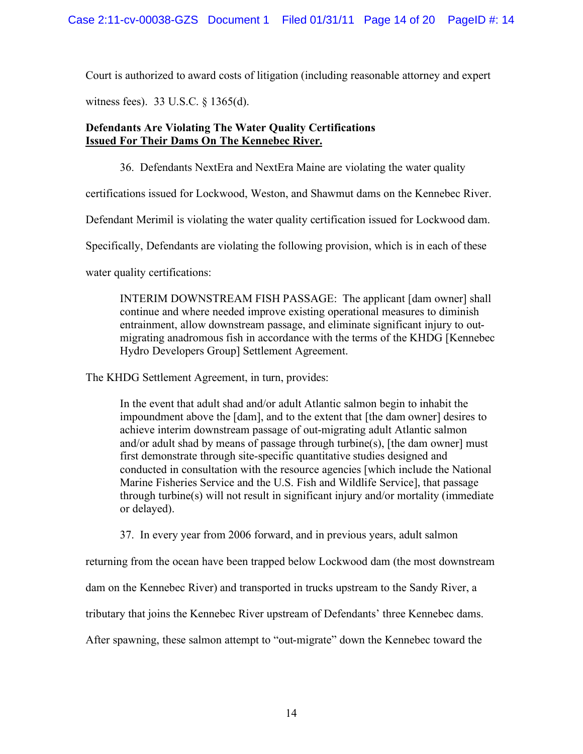Court is authorized to award costs of litigation (including reasonable attorney and expert witness fees). 33 U.S.C. § 1365(d).

**Defendants Are Violating The Water Quality Certifications**
**<u>Issued For Their Dams On The Kennebec River.</u>**

36. Defendants NextEra and NextEra Maine are violating the water quality certifications issued for Lockwood, Weston, and Shawmut dams on the Kennebec River. Defendant Merimil is violating the water quality certification issued for Lockwood dam. Specifically, Defendants are violating the following provision, which is in each of these water quality certifications:

> INTERIM DOWNSTREAM FISH PASSAGE: The applicant [dam owner] shall continue and where needed improve existing operational measures to diminish entrainment, allow downstream passage, and eliminate significant injury to out-migrating anadromous fish in accordance with the terms of the KHDG [Kennebec Hydro Developers Group] Settlement Agreement.

The KHDG Settlement Agreement, in turn, provides:

> In the event that adult shad and/or adult Atlantic salmon begin to inhabit the impoundment above the [dam], and to the extent that [the dam owner] desires to achieve interim downstream passage of out-migrating adult Atlantic salmon and/or adult shad by means of passage through turbine(s), [the dam owner] must first demonstrate through site-specific quantitative studies designed and conducted in consultation with the resource agencies [which include the National Marine Fisheries Service and the U.S. Fish and Wildlife Service], that passage through turbine(s) will not result in significant injury and/or mortality (immediate or delayed).

37. In every year from 2006 forward, and in previous years, adult salmon returning from the ocean have been trapped below Lockwood dam (the most downstream dam on the Kennebec River) and transported in trucks upstream to the Sandy River, a tributary that joins the Kennebec River upstream of Defendants' three Kennebec dams. After spawning, these salmon attempt to "out-migrate" down the Kennebec toward the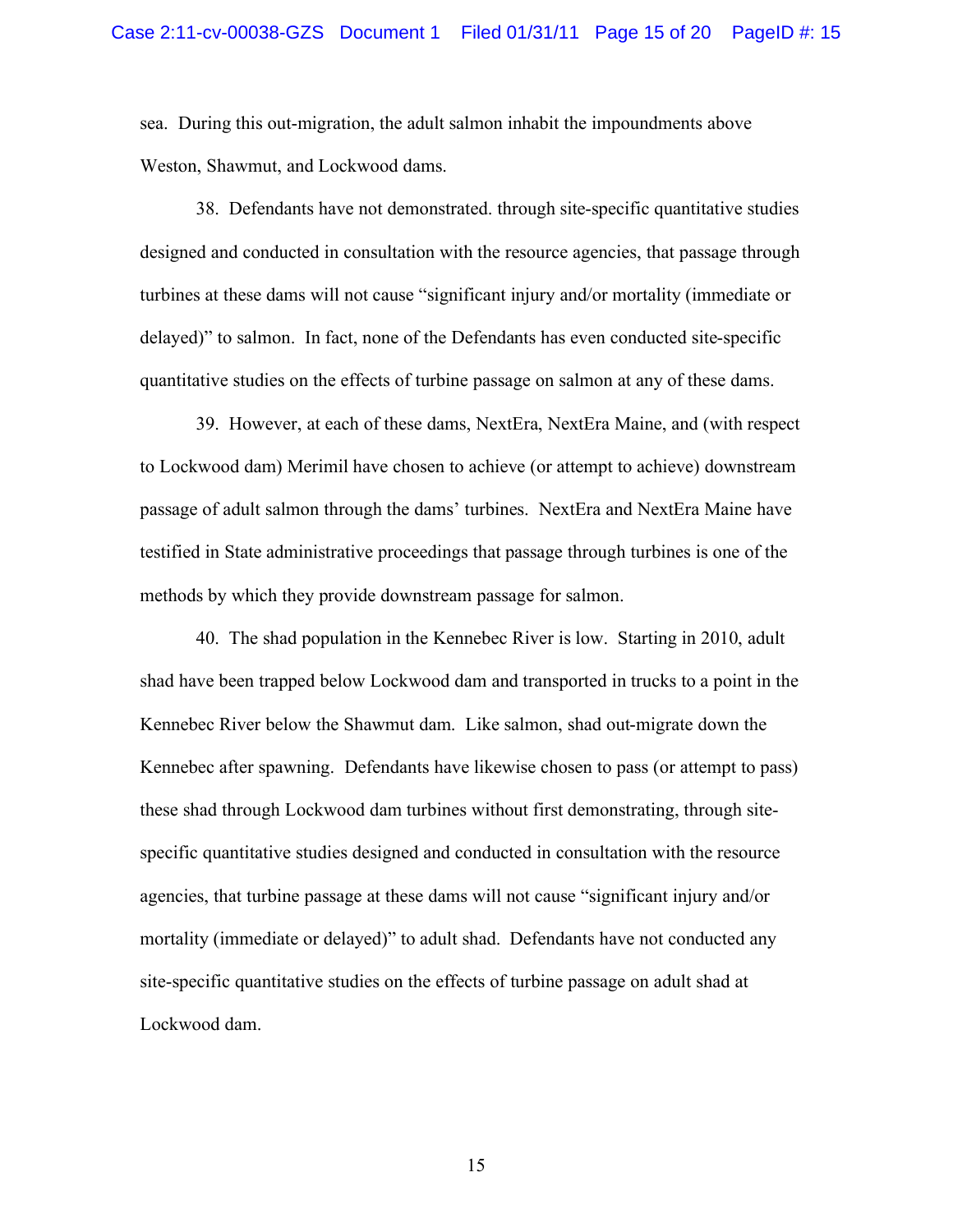sea. During this out-migration, the adult salmon inhabit the impoundments above Weston, Shawmut, and Lockwood dams.

38. Defendants have not demonstrated. through site-specific quantitative studies designed and conducted in consultation with the resource agencies, that passage through turbines at these dams will not cause "significant injury and/or mortality (immediate or delayed)" to salmon. In fact, none of the Defendants has even conducted site-specific quantitative studies on the effects of turbine passage on salmon at any of these dams.

39. However, at each of these dams, NextEra, NextEra Maine, and (with respect to Lockwood dam) Merimil have chosen to achieve (or attempt to achieve) downstream passage of adult salmon through the dams' turbines. NextEra and NextEra Maine have testified in State administrative proceedings that passage through turbines is one of the methods by which they provide downstream passage for salmon.

40. The shad population in the Kennebec River is low. Starting in 2010, adult shad have been trapped below Lockwood dam and transported in trucks to a point in the Kennebec River below the Shawmut dam. Like salmon, shad out-migrate down the Kennebec after spawning. Defendants have likewise chosen to pass (or attempt to pass) these shad through Lockwood dam turbines without first demonstrating, through site-specific quantitative studies designed and conducted in consultation with the resource agencies, that turbine passage at these dams will not cause "significant injury and/or mortality (immediate or delayed)" to adult shad. Defendants have not conducted any site-specific quantitative studies on the effects of turbine passage on adult shad at Lockwood dam.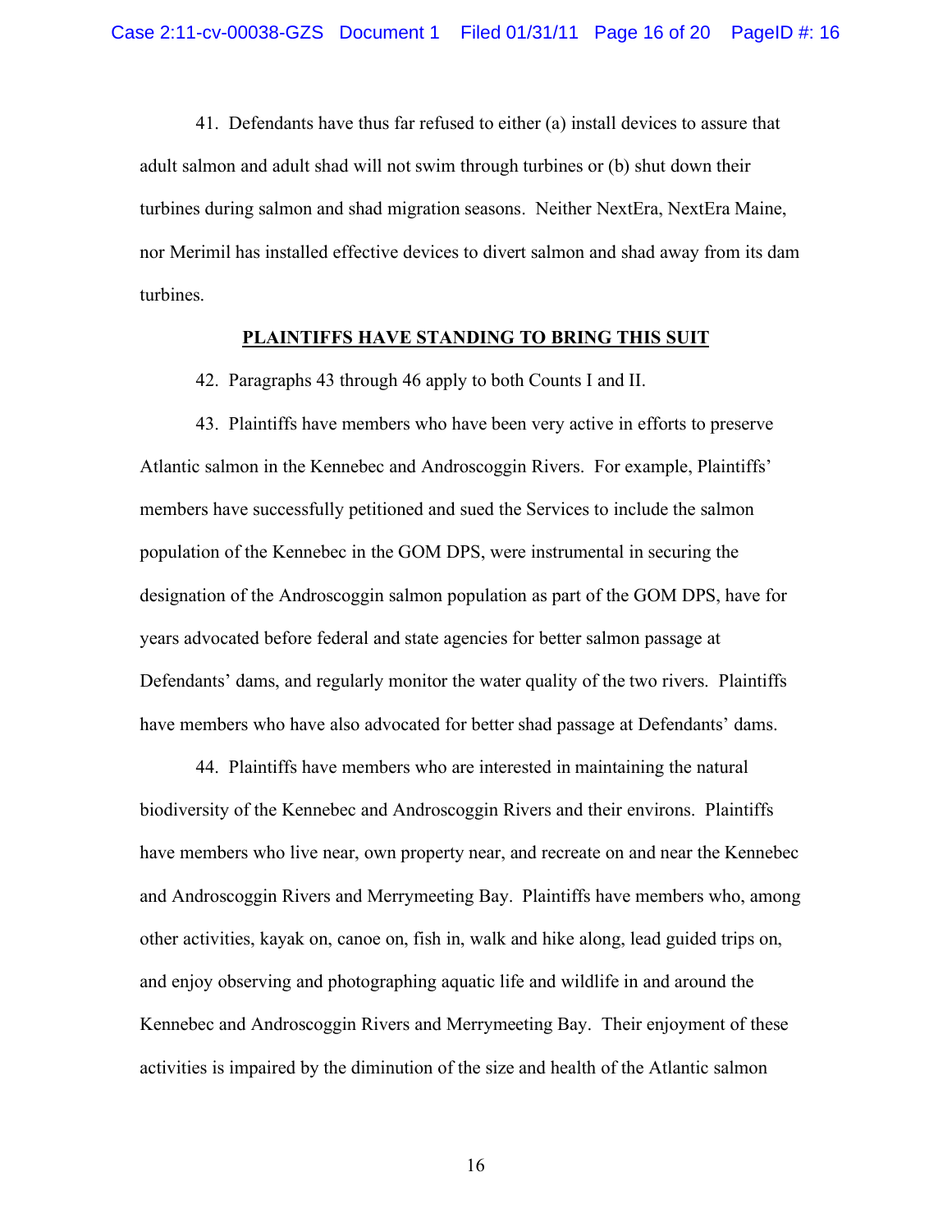41. Defendants have thus far refused to either (a) install devices to assure that adult salmon and adult shad will not swim through turbines or (b) shut down their turbines during salmon and shad migration seasons. Neither NextEra, NextEra Maine, nor Merimil has installed effective devices to divert salmon and shad away from its dam turbines.

**PLAINTIFFS HAVE STANDING TO BRING THIS SUIT**

42. Paragraphs 43 through 46 apply to both Counts I and II.

43. Plaintiffs have members who have been very active in efforts to preserve Atlantic salmon in the Kennebec and Androscoggin Rivers. For example, Plaintiffs' members have successfully petitioned and sued the Services to include the salmon population of the Kennebec in the GOM DPS, were instrumental in securing the designation of the Androscoggin salmon population as part of the GOM DPS, have for years advocated before federal and state agencies for better salmon passage at Defendants' dams, and regularly monitor the water quality of the two rivers. Plaintiffs have members who have also advocated for better shad passage at Defendants' dams.

44. Plaintiffs have members who are interested in maintaining the natural biodiversity of the Kennebec and Androscoggin Rivers and their environs. Plaintiffs have members who live near, own property near, and recreate on and near the Kennebec and Androscoggin Rivers and Merrymeeting Bay. Plaintiffs have members who, among other activities, kayak on, canoe on, fish in, walk and hike along, lead guided trips on, and enjoy observing and photographing aquatic life and wildlife in and around the Kennebec and Androscoggin Rivers and Merrymeeting Bay. Their enjoyment of these activities is impaired by the diminution of the size and health of the Atlantic salmon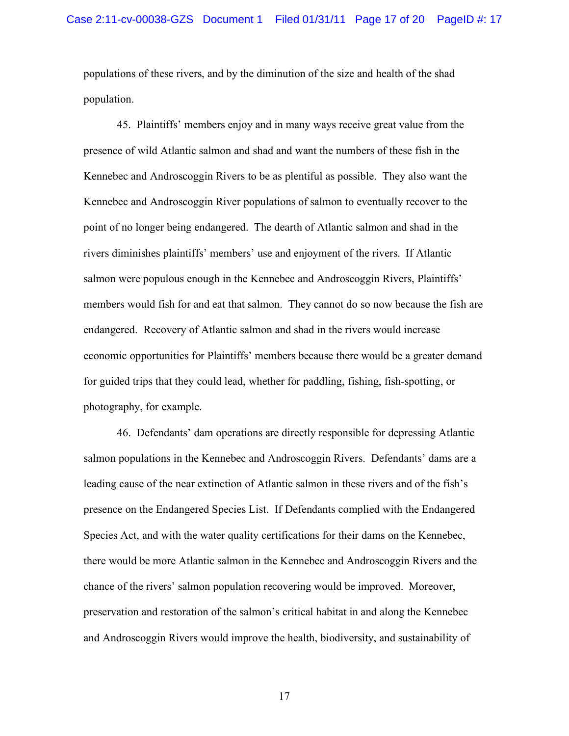populations of these rivers, and by the diminution of the size and health of the shad population.

45. Plaintiffs' members enjoy and in many ways receive great value from the presence of wild Atlantic salmon and shad and want the numbers of these fish in the Kennebec and Androscoggin Rivers to be as plentiful as possible. They also want the Kennebec and Androscoggin River populations of salmon to eventually recover to the point of no longer being endangered. The dearth of Atlantic salmon and shad in the rivers diminishes plaintiffs' members' use and enjoyment of the rivers. If Atlantic salmon were populous enough in the Kennebec and Androscoggin Rivers, Plaintiffs' members would fish for and eat that salmon. They cannot do so now because the fish are endangered. Recovery of Atlantic salmon and shad in the rivers would increase economic opportunities for Plaintiffs' members because there would be a greater demand for guided trips that they could lead, whether for paddling, fishing, fish-spotting, or photography, for example.

46. Defendants' dam operations are directly responsible for depressing Atlantic salmon populations in the Kennebec and Androscoggin Rivers. Defendants' dams are a leading cause of the near extinction of Atlantic salmon in these rivers and of the fish's presence on the Endangered Species List. If Defendants complied with the Endangered Species Act, and with the water quality certifications for their dams on the Kennebec, there would be more Atlantic salmon in the Kennebec and Androscoggin Rivers and the chance of the rivers' salmon population recovering would be improved. Moreover, preservation and restoration of the salmon's critical habitat in and along the Kennebec and Androscoggin Rivers would improve the health, biodiversity, and sustainability of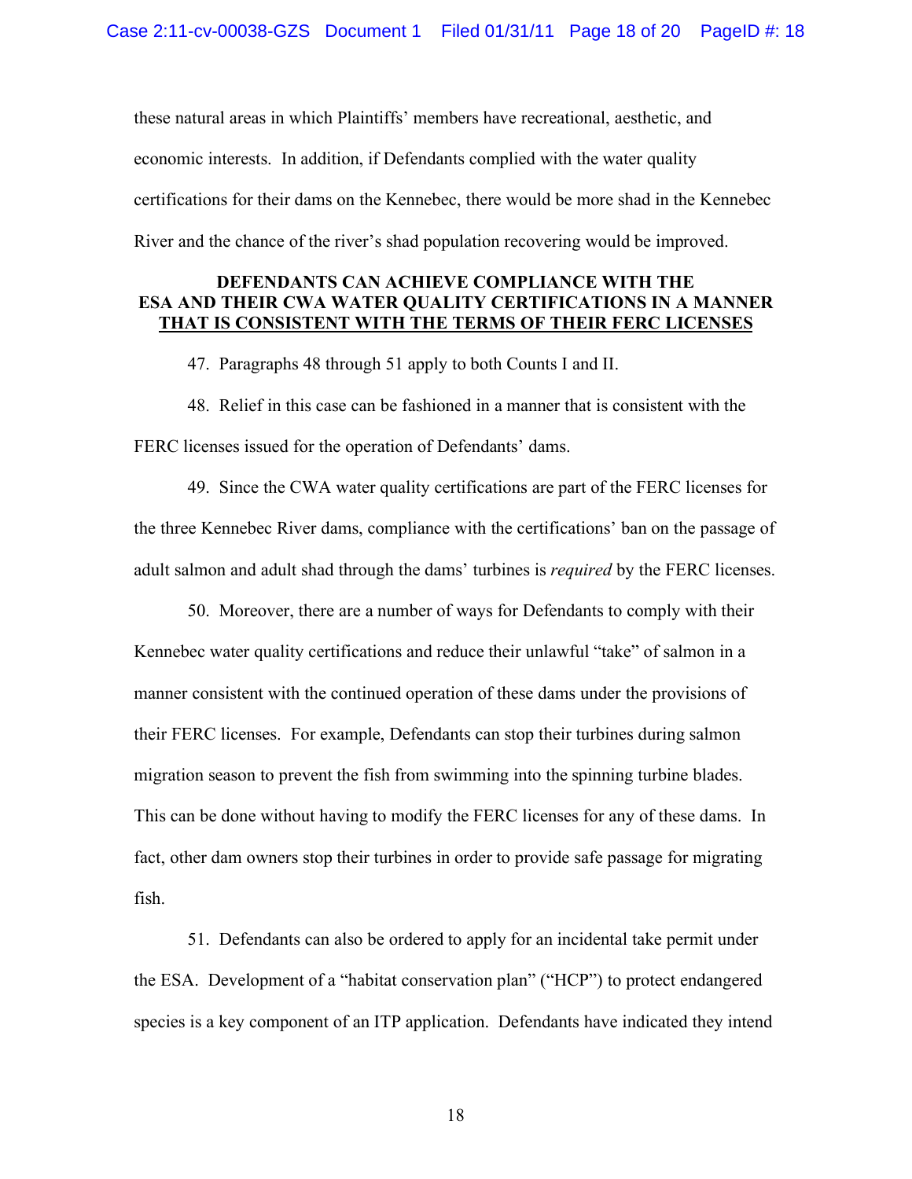these natural areas in which Plaintiffs' members have recreational, aesthetic, and economic interests. In addition, if Defendants complied with the water quality certifications for their dams on the Kennebec, there would be more shad in the Kennebec River and the chance of the river's shad population recovering would be improved.

**DEFENDANTS CAN ACHIEVE COMPLIANCE WITH THE ESA AND THEIR CWA WATER QUALITY CERTIFICATIONS IN A MANNER THAT IS CONSISTENT WITH THE TERMS OF THEIR FERC LICENSES**

47. Paragraphs 48 through 51 apply to both Counts I and II.

48. Relief in this case can be fashioned in a manner that is consistent with the FERC licenses issued for the operation of Defendants' dams.

49. Since the CWA water quality certifications are part of the FERC licenses for the three Kennebec River dams, compliance with the certifications' ban on the passage of adult salmon and adult shad through the dams' turbines is *required* by the FERC licenses.

50. Moreover, there are a number of ways for Defendants to comply with their Kennebec water quality certifications and reduce their unlawful "take" of salmon in a manner consistent with the continued operation of these dams under the provisions of their FERC licenses. For example, Defendants can stop their turbines during salmon migration season to prevent the fish from swimming into the spinning turbine blades. This can be done without having to modify the FERC licenses for any of these dams. In fact, other dam owners stop their turbines in order to provide safe passage for migrating fish.

51. Defendants can also be ordered to apply for an incidental take permit under the ESA. Development of a "habitat conservation plan" ("HCP") to protect endangered species is a key component of an ITP application. Defendants have indicated they intend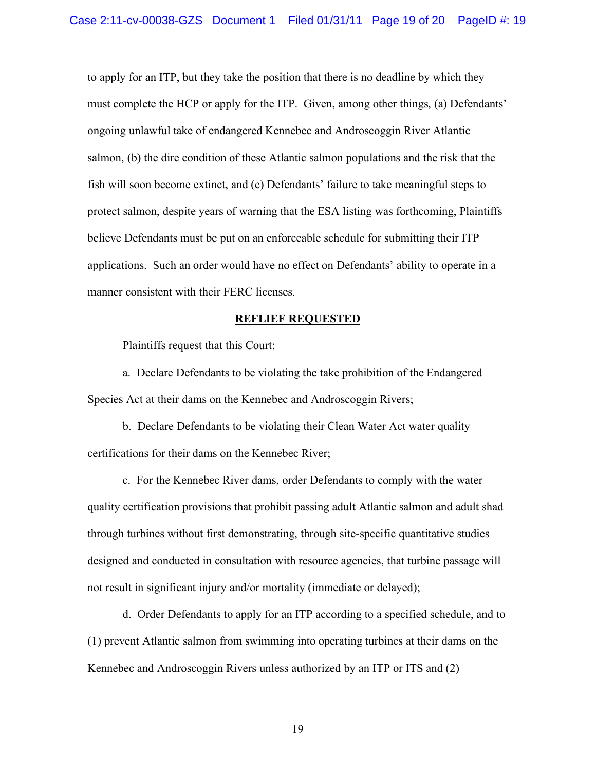to apply for an ITP, but they take the position that there is no deadline by which they must complete the HCP or apply for the ITP. Given, among other things, (a) Defendants' ongoing unlawful take of endangered Kennebec and Androscoggin River Atlantic salmon, (b) the dire condition of these Atlantic salmon populations and the risk that the fish will soon become extinct, and (c) Defendants' failure to take meaningful steps to protect salmon, despite years of warning that the ESA listing was forthcoming, Plaintiffs believe Defendants must be put on an enforceable schedule for submitting their ITP applications. Such an order would have no effect on Defendants' ability to operate in a manner consistent with their FERC licenses.

## REFLIEF REQUESTED

Plaintiffs request that this Court:

a. Declare Defendants to be violating the take prohibition of the Endangered Species Act at their dams on the Kennebec and Androscoggin Rivers;

b. Declare Defendants to be violating their Clean Water Act water quality certifications for their dams on the Kennebec River;

c. For the Kennebec River dams, order Defendants to comply with the water quality certification provisions that prohibit passing adult Atlantic salmon and adult shad through turbines without first demonstrating, through site-specific quantitative studies designed and conducted in consultation with resource agencies, that turbine passage will not result in significant injury and/or mortality (immediate or delayed);

d. Order Defendants to apply for an ITP according to a specified schedule, and to (1) prevent Atlantic salmon from swimming into operating turbines at their dams on the Kennebec and Androscoggin Rivers unless authorized by an ITP or ITS and (2)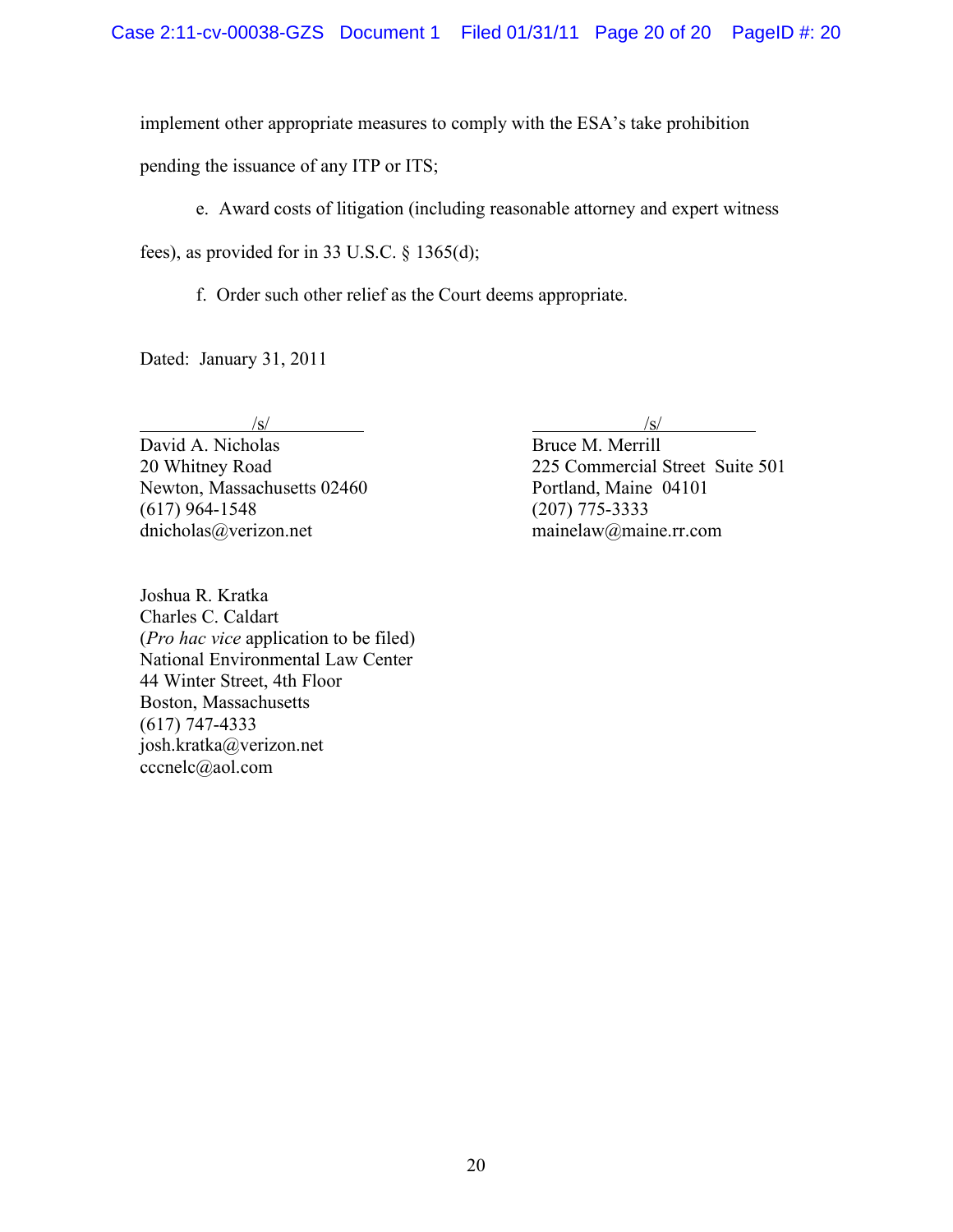implement other appropriate measures to comply with the ESA's take prohibition pending the issuance of any ITP or ITS;

e. Award costs of litigation (including reasonable attorney and expert witness fees), as provided for in 33 U.S.C. § 1365(d);

f. Order such other relief as the Court deems appropriate.

Dated: January 31, 2011

/s/
David A. Nicholas
20 Whitney Road
Newton, Massachusetts 02460
(617) 964-1548
dnicholas@verizon.net

/s/
Bruce M. Merrill
225 Commercial Street Suite 501
Portland, Maine 04101
(207) 775-3333
mainelaw@maine.rr.com

Joshua R. Kratka
Charles C. Caldart
(*Pro hac vice* application to be filed)
National Environmental Law Center
44 Winter Street, 4th Floor
Boston, Massachusetts
(617) 747-4333
josh.kratka@verizon.net
cccnelc@aol.com